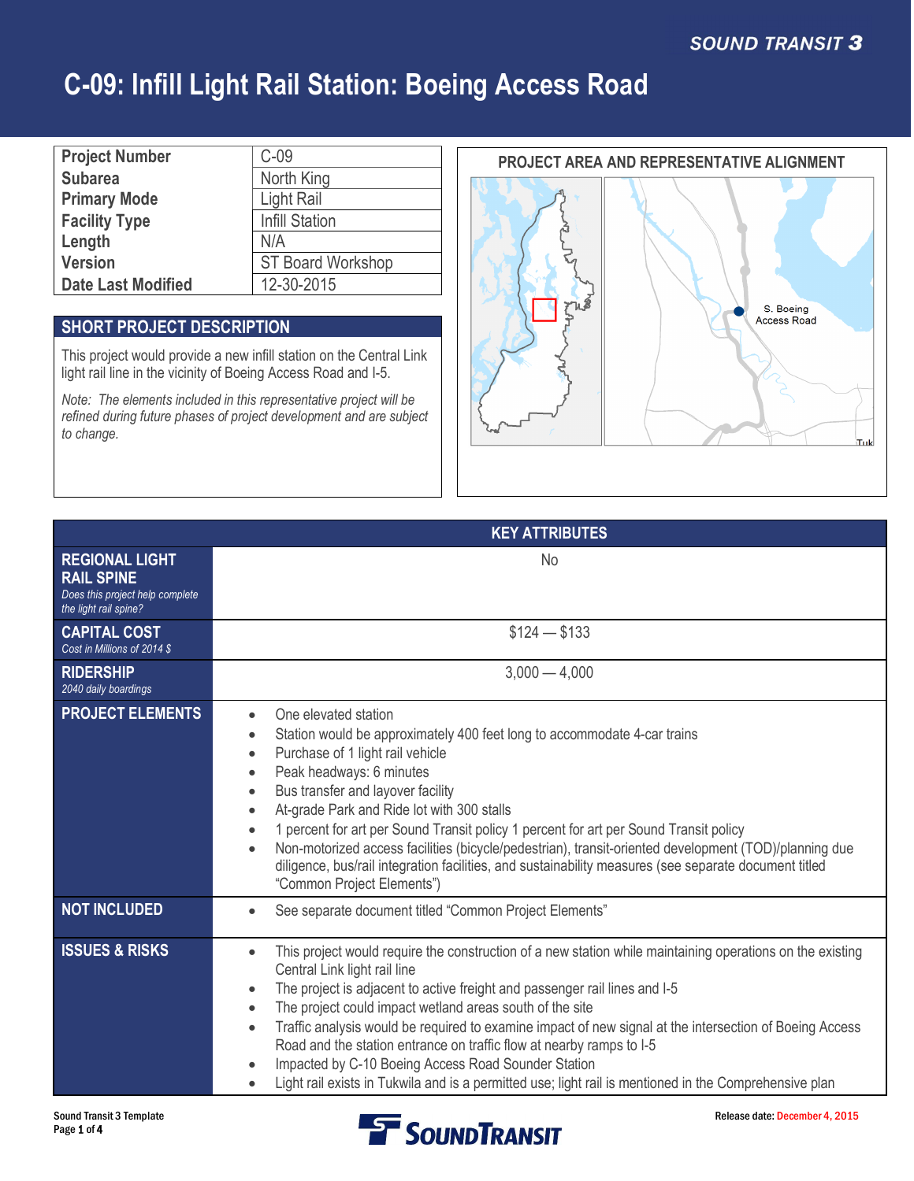SOUND TRANSIT 3

# C-09: Infill Light Rail Station: Boeing Access Road

| | |
|---|---|
| **Project Number** | C-09 |
| **Subarea** | North King |
| **Primary Mode** | Light Rail |
| **Facility Type** | Infill Station |
| **Length** | N/A |
| **Version** | ST Board Workshop |
| **Date Last Modified** | 12-30-2015 |

## SHORT PROJECT DESCRIPTION

This project would provide a new infill station on the Central Link light rail line in the vicinity of Boeing Access Road and I-5.

*Note: The elements included in this representative project will be refined during future phases of project development and are subject to change.*

## PROJECT AREA AND REPRESENTATIVE ALIGNMENT

S. Boeing Access Road

## KEY ATTRIBUTES

| | |
|---|---|
| **REGIONAL LIGHT RAIL SPINE** *Does this project help complete the light rail spine?* | No |
| **CAPITAL COST** *Cost in Millions of 2014 $* | $124 — $133 |
| **RIDERSHIP** *2040 daily boardings* | 3,000 — 4,000 |
| **PROJECT ELEMENTS** | • One elevated station<br>• Station would be approximately 400 feet long to accommodate 4-car trains<br>• Purchase of 1 light rail vehicle<br>• Peak headways: 6 minutes<br>• Bus transfer and layover facility<br>• At-grade Park and Ride lot with 300 stalls<br>• 1 percent for art per Sound Transit policy 1 percent for art per Sound Transit policy<br>• Non-motorized access facilities (bicycle/pedestrian), transit-oriented development (TOD)/planning due diligence, bus/rail integration facilities, and sustainability measures (see separate document titled "Common Project Elements") |
| **NOT INCLUDED** | • See separate document titled "Common Project Elements" |
| **ISSUES & RISKS** | • This project would require the construction of a new station while maintaining operations on the existing Central Link light rail line<br>• The project is adjacent to active freight and passenger rail lines and I-5<br>• The project could impact wetland areas south of the site<br>• Traffic analysis would be required to examine impact of new signal at the intersection of Boeing Access Road and the station entrance on traffic flow at nearby ramps to I-5<br>• Impacted by C-10 Boeing Access Road Sounder Station<br>• Light rail exists in Tukwila and is a permitted use; light rail is mentioned in the Comprehensive plan |

Sound Transit 3 Template

Release date: December 4, 2015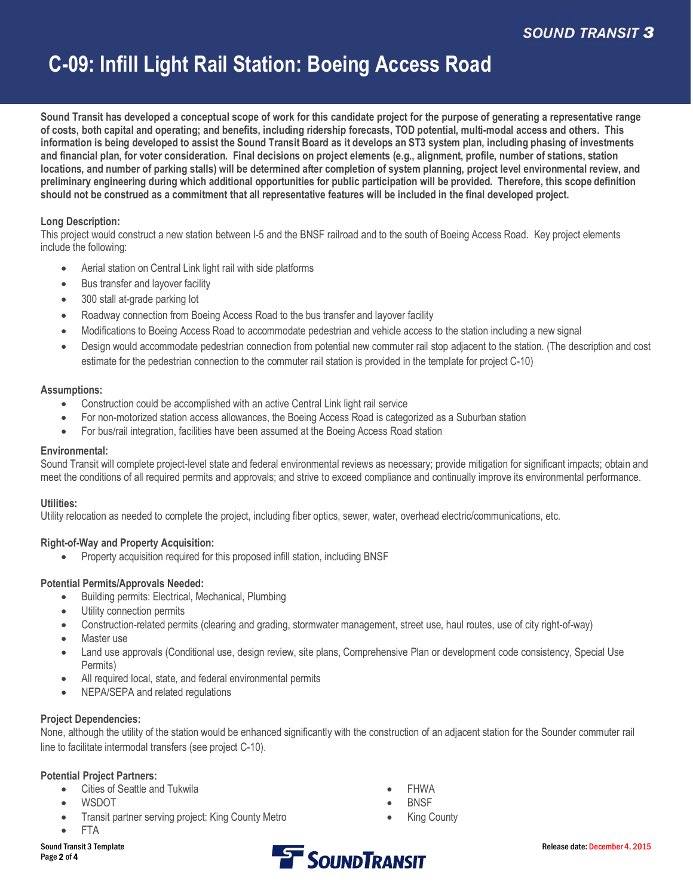# C-09: Infill Light Rail Station: Boeing Access Road

**Sound Transit has developed a conceptual scope of work for this candidate project for the purpose of generating a representative range of costs, both capital and operating; and benefits, including ridership forecasts, TOD potential, multi-modal access and others. This information is being developed to assist the Sound Transit Board as it develops an ST3 system plan, including phasing of investments and financial plan, for voter consideration. Final decisions on project elements (e.g., alignment, profile, number of stations, station locations, and number of parking stalls) will be determined after completion of system planning, project level environmental review, and preliminary engineering during which additional opportunities for public participation will be provided. Therefore, this scope definition should not be construed as a commitment that all representative features will be included in the final developed project.**

**Long Description:**

This project would construct a new station between I-5 and the BNSF railroad and to the south of Boeing Access Road. Key project elements include the following:

- Aerial station on Central Link light rail with side platforms
- Bus transfer and layover facility
- 300 stall at-grade parking lot
- Roadway connection from Boeing Access Road to the bus transfer and layover facility
- Modifications to Boeing Access Road to accommodate pedestrian and vehicle access to the station including a new signal
- Design would accommodate pedestrian connection from potential new commuter rail stop adjacent to the station. (The description and cost estimate for the pedestrian connection to the commuter rail station is provided in the template for project C-10)

**Assumptions:**

- Construction could be accomplished with an active Central Link light rail service
- For non-motorized station access allowances, the Boeing Access Road is categorized as a Suburban station
- For bus/rail integration, facilities have been assumed at the Boeing Access Road station

**Environmental:**

Sound Transit will complete project-level state and federal environmental reviews as necessary; provide mitigation for significant impacts; obtain and meet the conditions of all required permits and approvals; and strive to exceed compliance and continually improve its environmental performance.

**Utilities:**

Utility relocation as needed to complete the project, including fiber optics, sewer, water, overhead electric/communications, etc.

**Right-of-Way and Property Acquisition:**

- Property acquisition required for this proposed infill station, including BNSF

**Potential Permits/Approvals Needed:**

- Building permits: Electrical, Mechanical, Plumbing
- Utility connection permits
- Construction-related permits (clearing and grading, stormwater management, street use, haul routes, use of city right-of-way)
- Master use
- Land use approvals (Conditional use, design review, site plans, Comprehensive Plan or development code consistency, Special Use Permits)
- All required local, state, and federal environmental permits
- NEPA/SEPA and related regulations

**Project Dependencies:**

None, although the utility of the station would be enhanced significantly with the construction of an adjacent station for the Sounder commuter rail line to facilitate intermodal transfers (see project C-10).

**Potential Project Partners:**

- Cities of Seattle and Tukwila
- WSDOT
- Transit partner serving project: King County Metro
- FTA
- FHWA
- BNSF
- King County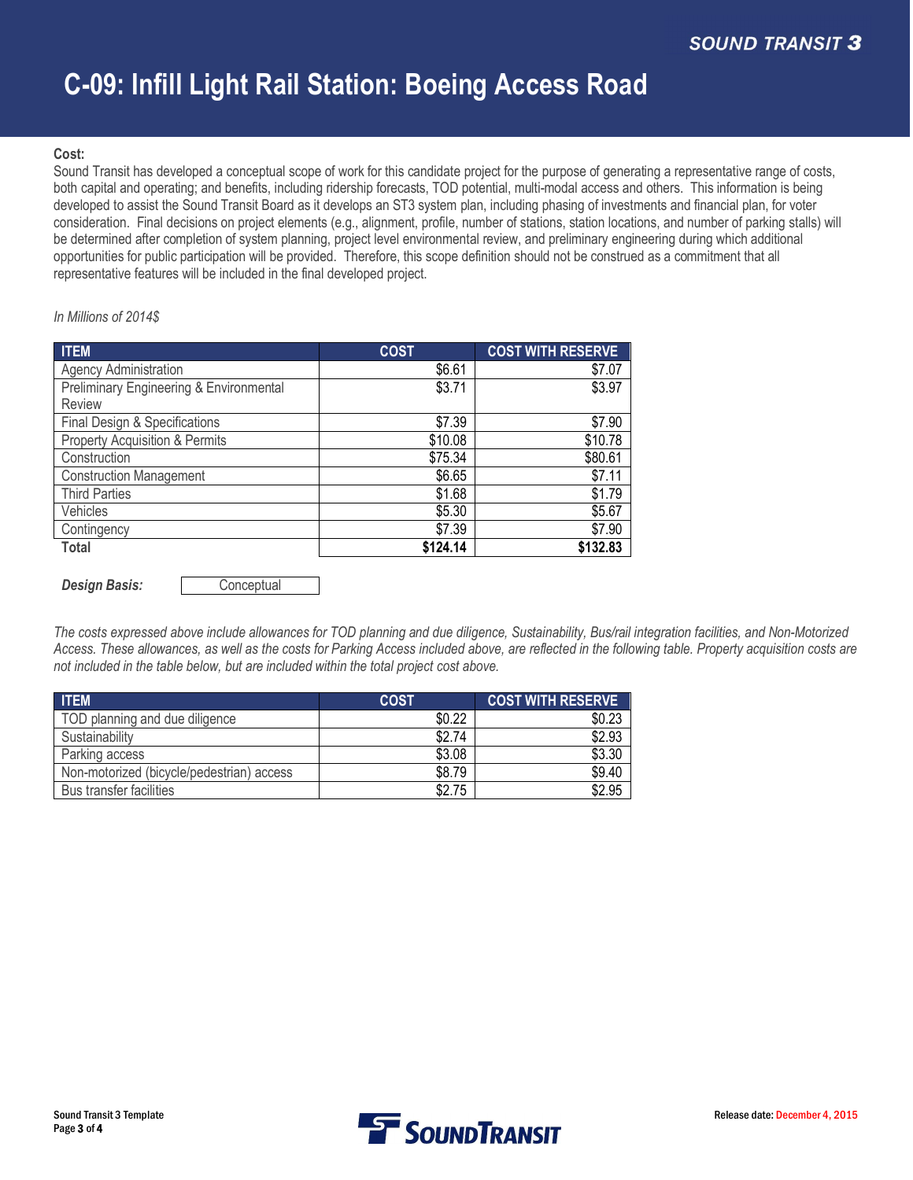# C-09: Infill Light Rail Station: Boeing Access Road

**Cost:**

Sound Transit has developed a conceptual scope of work for this candidate project for the purpose of generating a representative range of costs, both capital and operating; and benefits, including ridership forecasts, TOD potential, multi-modal access and others. This information is being developed to assist the Sound Transit Board as it develops an ST3 system plan, including phasing of investments and financial plan, for voter consideration. Final decisions on project elements (e.g., alignment, profile, number of stations, station locations, and number of parking stalls) will be determined after completion of system planning, project level environmental review, and preliminary engineering during which additional opportunities for public participation will be provided. Therefore, this scope definition should not be construed as a commitment that all representative features will be included in the final developed project.

*In Millions of 2014$*

| ITEM | COST | COST WITH RESERVE |
|---|---:|---:|
| Agency Administration | $6.61 | $7.07 |
| Preliminary Engineering & Environmental Review | $3.71 | $3.97 |
| Final Design & Specifications | $7.39 | $7.90 |
| Property Acquisition & Permits | $10.08 | $10.78 |
| Construction | $75.34 | $80.61 |
| Construction Management | $6.65 | $7.11 |
| Third Parties | $1.68 | $1.79 |
| Vehicles | $5.30 | $5.67 |
| Contingency | $7.39 | $7.90 |
| **Total** | **$124.14** | **$132.83** |

***Design Basis:*** Conceptual

*The costs expressed above include allowances for TOD planning and due diligence, Sustainability, Bus/rail integration facilities, and Non-Motorized Access. These allowances, as well as the costs for Parking Access included above, are reflected in the following table. Property acquisition costs are not included in the table below, but are included within the total project cost above.*

| ITEM | COST | COST WITH RESERVE |
|---|---:|---:|
| TOD planning and due diligence | $0.22 | $0.23 |
| Sustainability | $2.74 | $2.93 |
| Parking access | $3.08 | $3.30 |
| Non-motorized (bicycle/pedestrian) access | $8.79 | $9.40 |
| Bus transfer facilities | $2.75 | $2.95 |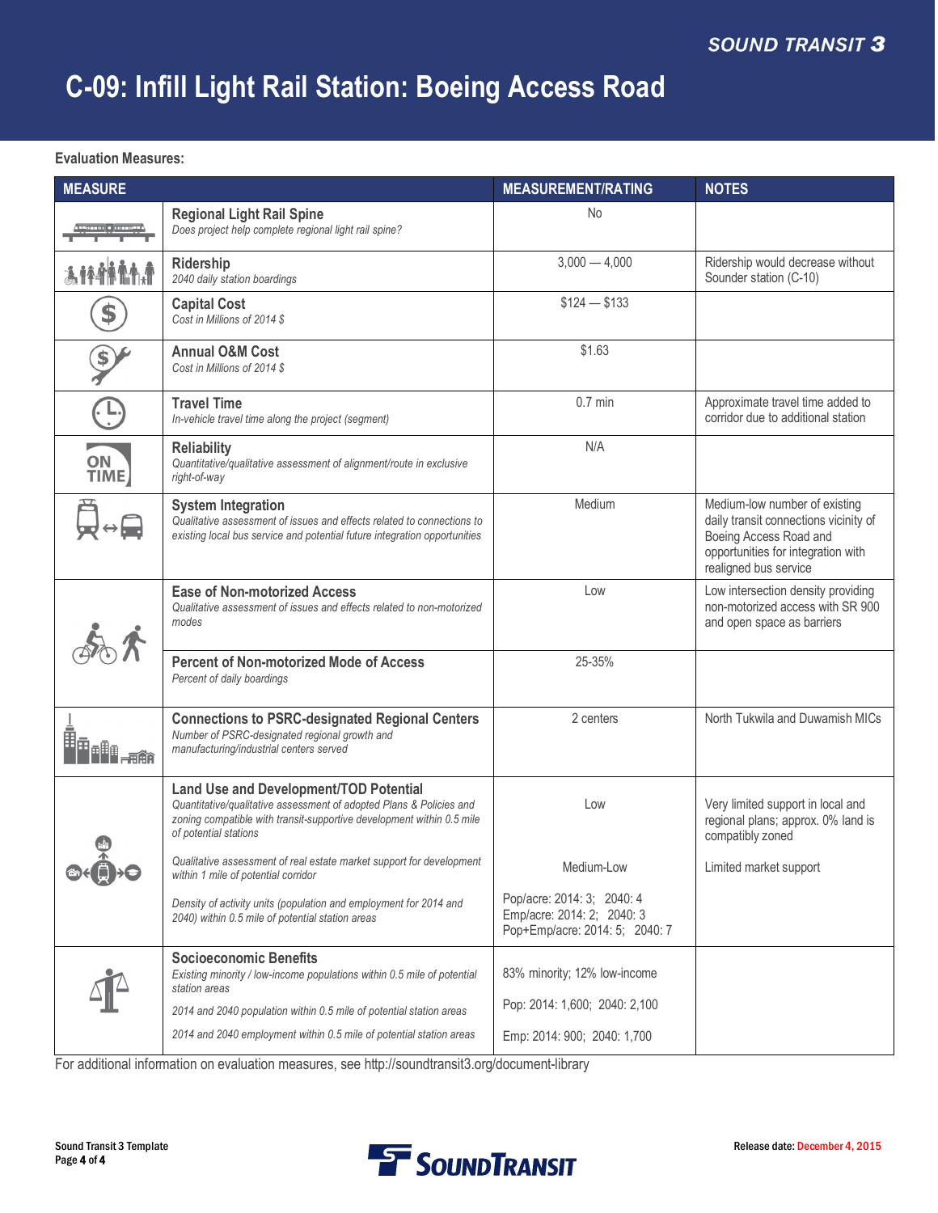# C-09: Infill Light Rail Station: Boeing Access Road

**Evaluation Measures:**

| MEASURE | | MEASUREMENT/RATING | NOTES |
|---|---|---|---|
| | **Regional Light Rail Spine**<br>*Does project help complete regional light rail spine?* | No | |
| | **Ridership**<br>*2040 daily station boardings* | 3,000 — 4,000 | Ridership would decrease without Sounder station (C-10) |
| | **Capital Cost**<br>*Cost in Millions of 2014 $* | $124 — $133 | |
| | **Annual O&M Cost**<br>*Cost in Millions of 2014 $* | $1.63 | |
| | **Travel Time**<br>*In-vehicle travel time along the project (segment)* | 0.7 min | Approximate travel time added to corridor due to additional station |
| | **Reliability**<br>*Quantitative/qualitative assessment of alignment/route in exclusive right-of-way* | N/A | |
| | **System Integration**<br>*Qualitative assessment of issues and effects related to connections to existing local bus service and potential future integration opportunities* | Medium | Medium-low number of existing daily transit connections vicinity of Boeing Access Road and opportunities for integration with realigned bus service |
| | **Ease of Non-motorized Access**<br>*Qualitative assessment of issues and effects related to non-motorized modes* | Low | Low intersection density providing non-motorized access with SR 900 and open space as barriers |
| | **Percent of Non-motorized Mode of Access**<br>*Percent of daily boardings* | 25-35% | |
| | **Connections to PSRC-designated Regional Centers**<br>*Number of PSRC-designated regional growth and manufacturing/industrial centers served* | 2 centers | North Tukwila and Duwamish MICs |
| | **Land Use and Development/TOD Potential**<br>*Quantitative/qualitative assessment of adopted Plans & Policies and zoning compatible with transit-supportive development within 0.5 mile of potential stations* | Low | Very limited support in local and regional plans; approx. 0% land is compatibly zoned |
| | *Qualitative assessment of real estate market support for development within 1 mile of potential corridor* | Medium-Low | Limited market support |
| | *Density of activity units (population and employment for 2014 and 2040) within 0.5 mile of potential station areas* | Pop/acre: 2014: 3; 2040: 4<br>Emp/acre: 2014: 2; 2040: 3<br>Pop+Emp/acre: 2014: 5; 2040: 7 | |
| | **Socioeconomic Benefits**<br>*Existing minority / low-income populations within 0.5 mile of potential station areas* | 83% minority; 12% low-income | |
| | *2014 and 2040 population within 0.5 mile of potential station areas* | Pop: 2014: 1,600; 2040: 2,100 | |
| | *2014 and 2040 employment within 0.5 mile of potential station areas* | Emp: 2014: 900; 2040: 1,700 | |

For additional information on evaluation measures, see http://soundtransit3.org/document-library

Sound Transit 3 Template

Release date: December 4, 2015